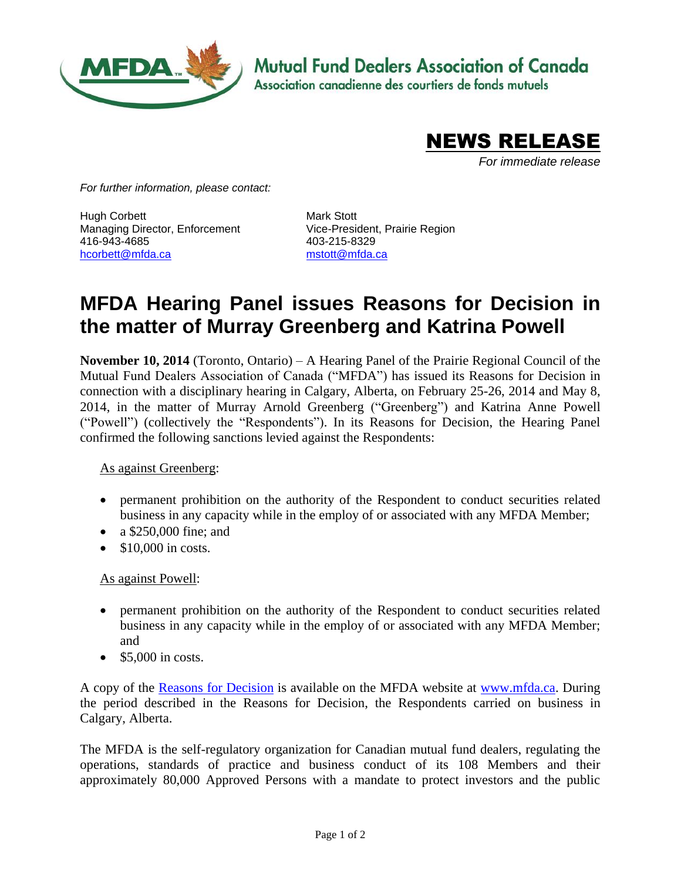Mutual Fund Dealers Association of Canada
Association canadienne des courtiers de fonds mutuels

**NEWS RELEASE**

*For immediate release*

*For further information, please contact:*

Hugh Corbett
Managing Director, Enforcement
416-943-4685
hcorbett@mfda.ca

Mark Stott
Vice-President, Prairie Region
403-215-8329
mstott@mfda.ca

# MFDA Hearing Panel issues Reasons for Decision in the matter of Murray Greenberg and Katrina Powell

**November 10, 2014** (Toronto, Ontario) – A Hearing Panel of the Prairie Regional Council of the Mutual Fund Dealers Association of Canada ("MFDA") has issued its Reasons for Decision in connection with a disciplinary hearing in Calgary, Alberta, on February 25-26, 2014 and May 8, 2014, in the matter of Murray Arnold Greenberg ("Greenberg") and Katrina Anne Powell ("Powell") (collectively the "Respondents"). In its Reasons for Decision, the Hearing Panel confirmed the following sanctions levied against the Respondents:

As against Greenberg:

- permanent prohibition on the authority of the Respondent to conduct securities related business in any capacity while in the employ of or associated with any MFDA Member;
- a $250,000 fine; and
- $10,000 in costs.

As against Powell:

- permanent prohibition on the authority of the Respondent to conduct securities related business in any capacity while in the employ of or associated with any MFDA Member; and
- $5,000 in costs.

A copy of the Reasons for Decision is available on the MFDA website at www.mfda.ca. During the period described in the Reasons for Decision, the Respondents carried on business in Calgary, Alberta.

The MFDA is the self-regulatory organization for Canadian mutual fund dealers, regulating the operations, standards of practice and business conduct of its 108 Members and their approximately 80,000 Approved Persons with a mandate to protect investors and the public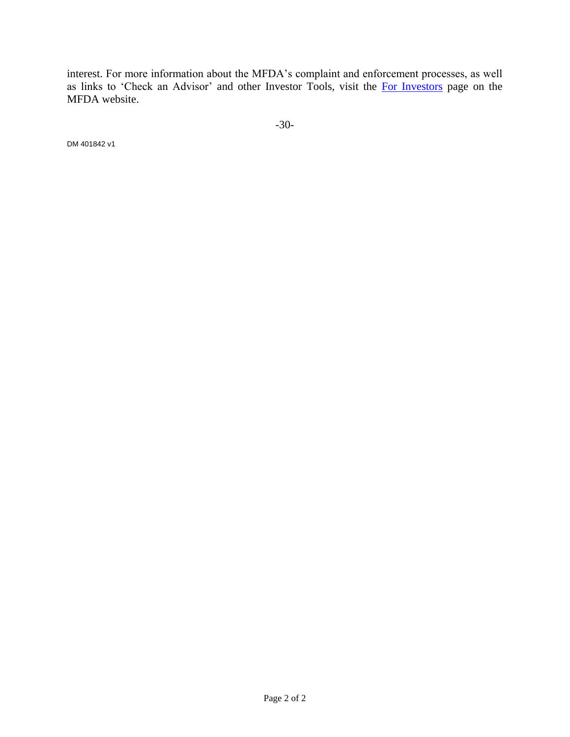interest. For more information about the MFDA's complaint and enforcement processes, as well as links to 'Check an Advisor' and other Investor Tools, visit the For Investors page on the MFDA website.

-30-

DM 401842 v1